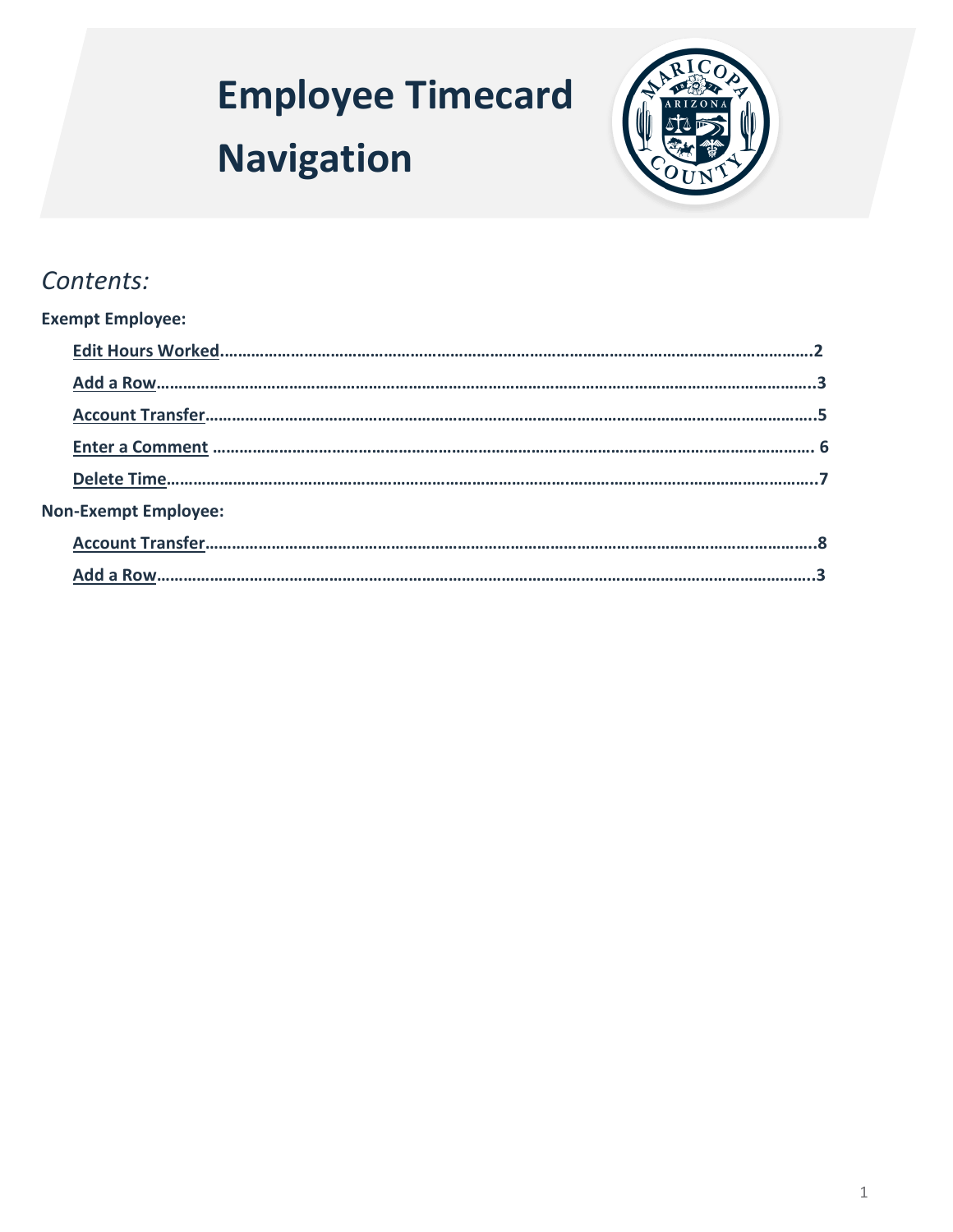# Employee Timecard Navigation

## *Contents:*

**Exempt Employee:**

- **Edit Hours Worked……………………………………………………………………………………………………………2**
- **Add a Row………………………………………………………………………………………………………………………3**
- **Account Transfer…………………………………………………………………………………………………………………5**
- **Enter a Comment ……………………………………………………………………………………………………………… 6**
- **Delete Time……………………………………………………………………………………………………………………7**

**Non-Exempt Employee:**

- **Account Transfer…………………………………………………………………………………………………………………8**
- **Add a Row………………………………………………………………………………………………………………………3**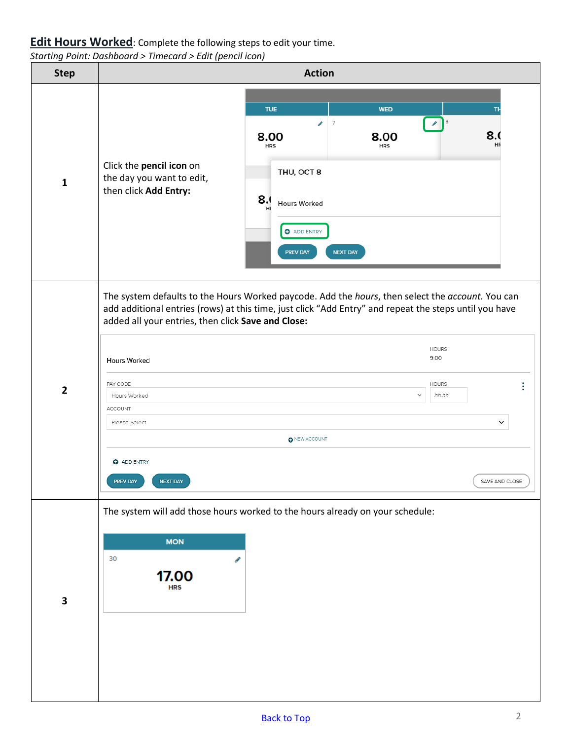**Edit Hours Worked**: Complete the following steps to edit your time.

*Starting Point: Dashboard > Timecard > Edit (pencil icon)*

| Step | Action |
| --- | --- |
| 1 | Click the **pencil icon** on the day you want to edit, then click **Add Entry:** |
| 2 | The system defaults to the Hours Worked paycode. Add the *hours*, then select the *account*. You can add additional entries (rows) at this time, just click "Add Entry" and repeat the steps until you have added all your entries, then click **Save and Close:** |
| 3 | The system will add those hours worked to the hours already on your schedule: |

[Back to Top](#)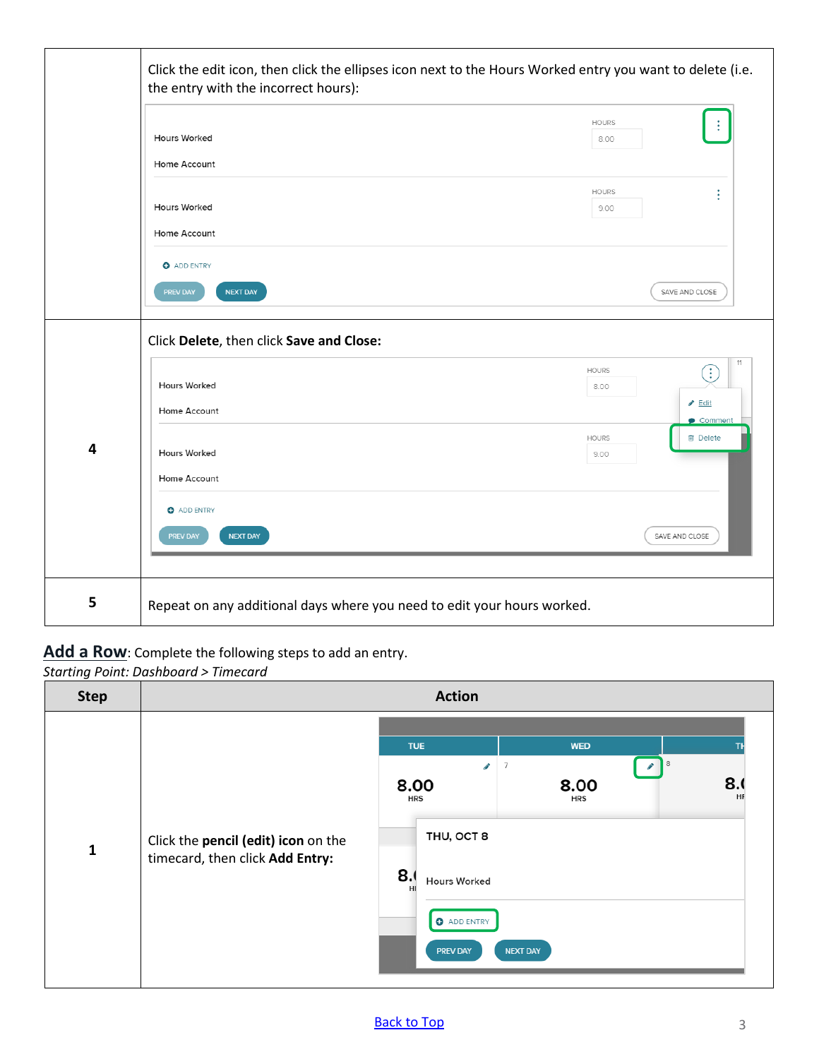| | |
|---|---|
| | Click the edit icon, then click the ellipses icon next to the Hours Worked entry you want to delete (i.e. the entry with the incorrect hours): |
| 4 | Click **Delete**, then click **Save and Close:** |
| 5 | Repeat on any additional days where you need to edit your hours worked. |

**Add a Row**: Complete the following steps to add an entry.

*Starting Point: Dashboard > Timecard*

| Step | Action |
|---|---|
| 1 | Click the **pencil (edit) icon** on the timecard, then click **Add Entry:** |

Back to Top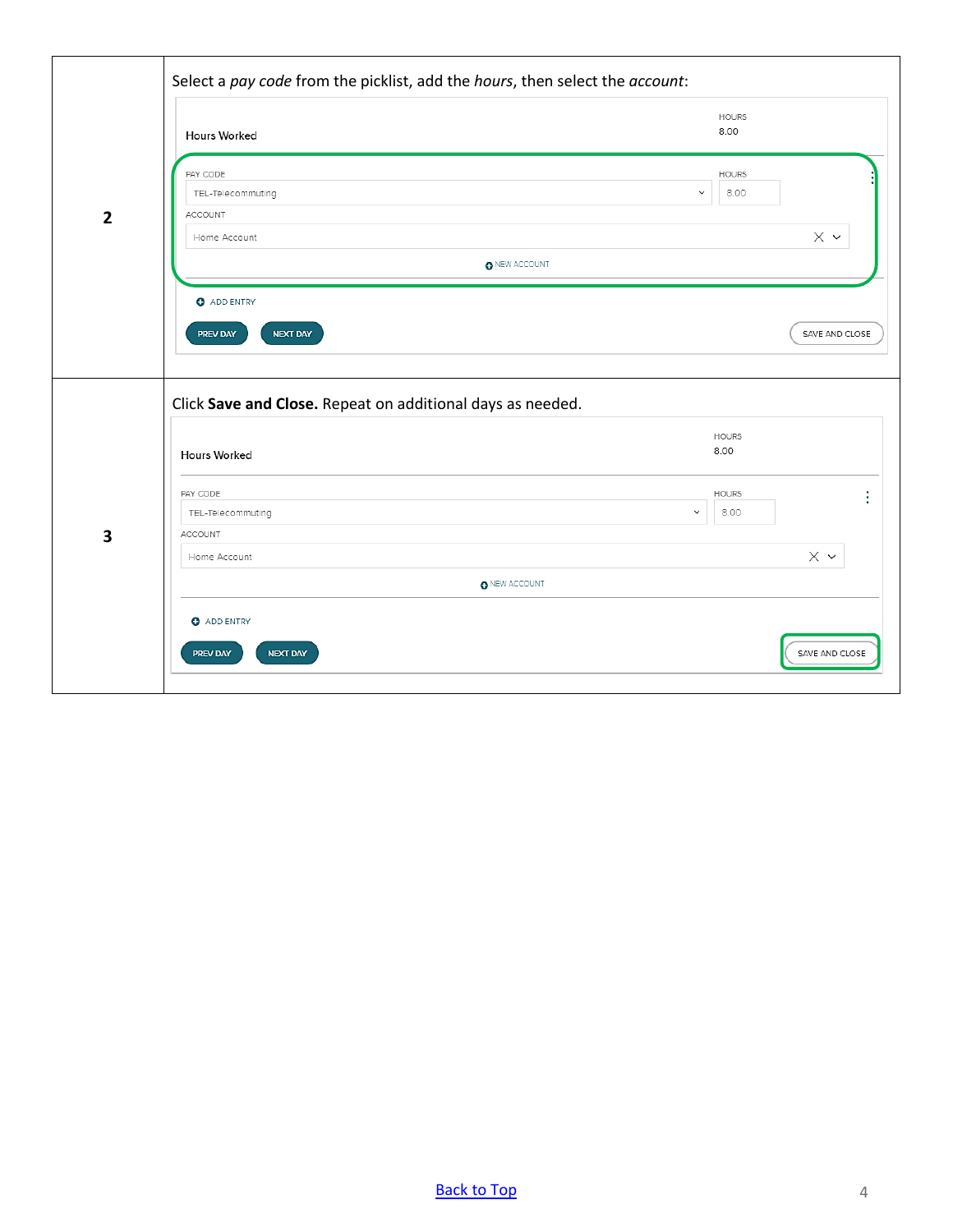| | |
|---|---|
| **2** | Select a *pay code* from the picklist, add the *hours*, then select the *account*:<br><br>Hours Worked — HOURS 8.00<br>PAY CODE: TEL-Telecommuting — HOURS: 8.00<br>ACCOUNT: Home Account<br>NEW ACCOUNT<br>ADD ENTRY<br>PREV DAY · NEXT DAY · SAVE AND CLOSE |
| **3** | Click **Save and Close.** Repeat on additional days as needed.<br><br>Hours Worked — HOURS 8.00<br>PAY CODE: TEL-Telecommuting — HOURS: 8.00<br>ACCOUNT: Home Account<br>NEW ACCOUNT<br>ADD ENTRY<br>PREV DAY · NEXT DAY · SAVE AND CLOSE |

[Back to Top]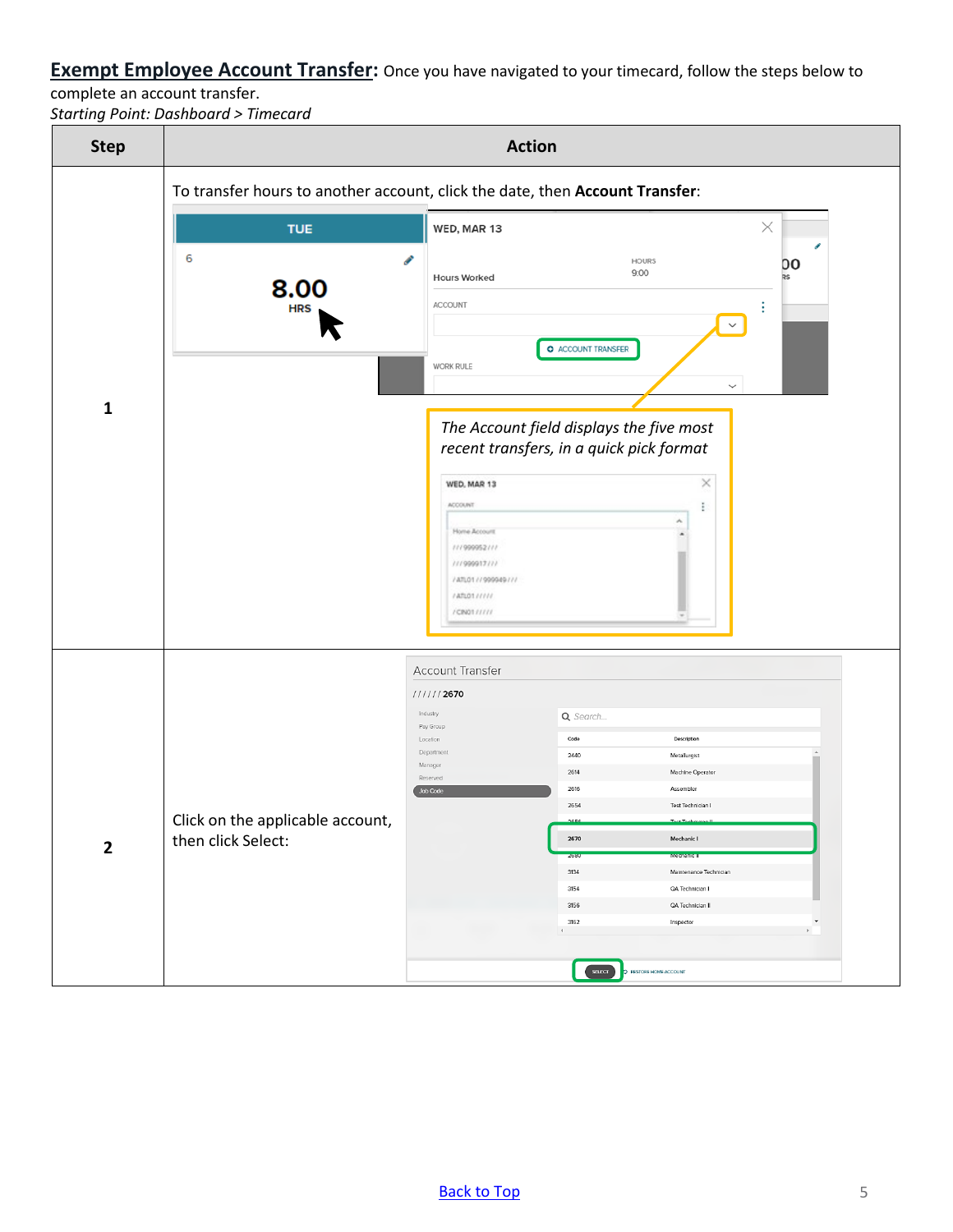**Exempt Employee Account Transfer:** Once you have navigated to your timecard, follow the steps below to complete an account transfer.

*Starting Point: Dashboard > Timecard*

| Step | Action |
|---|---|
| 1 | To transfer hours to another account, click the date, then **Account Transfer**: *The Account field displays the five most recent transfers, in a quick pick format* |
| 2 | Click on the applicable account, then click Select: |

[Back to Top](#)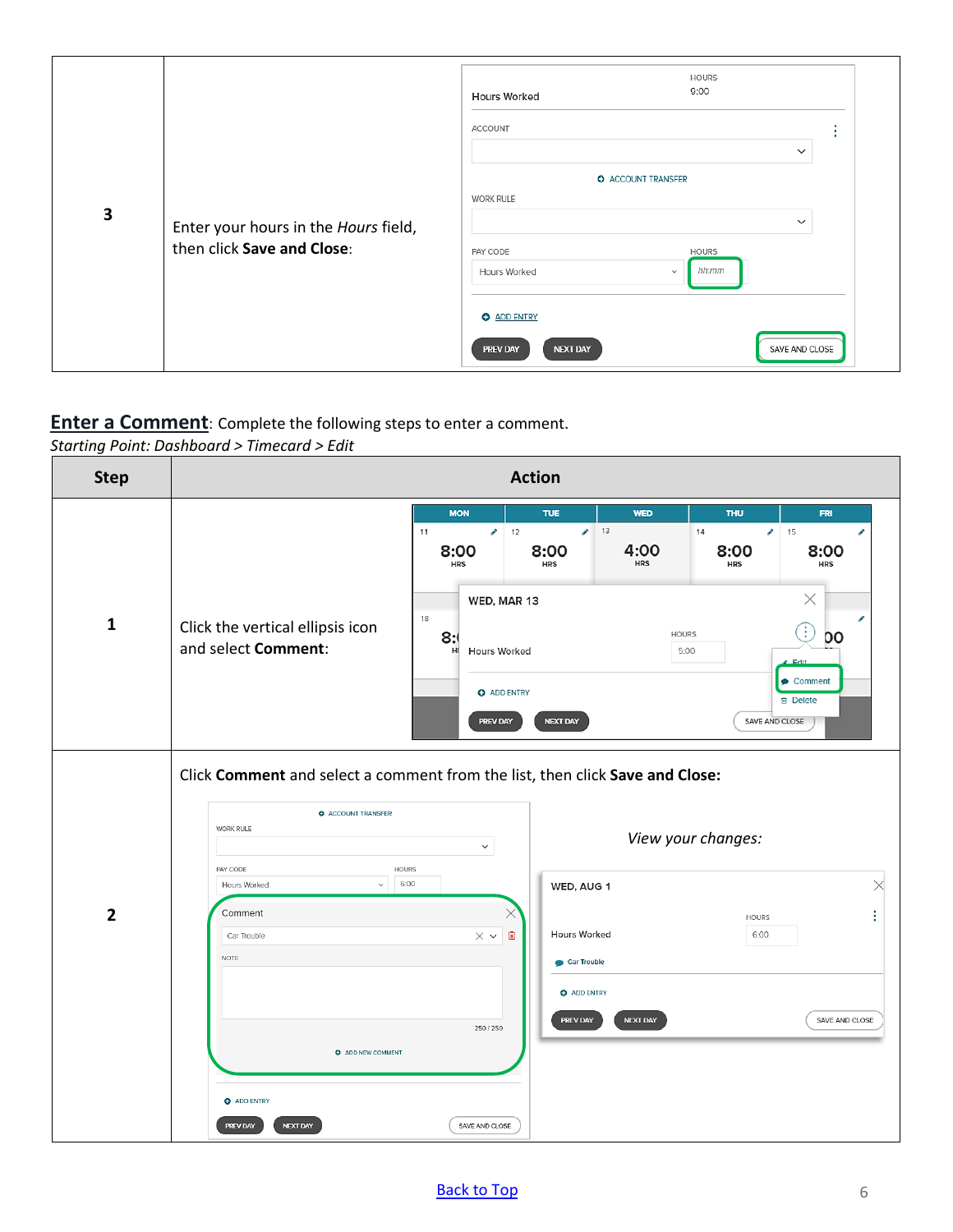| | |
|---|---|
| **3** | Enter your hours in the *Hours* field, then click **Save and Close**: |

## Enter a Comment: Complete the following steps to enter a comment.

*Starting Point: Dashboard > Timecard > Edit*

| Step | Action |
|---|---|
| **1** | Click the vertical ellipsis icon and select **Comment**: |
| **2** | Click **Comment** and select a comment from the list, then click **Save and Close:** *View your changes:* |

Back to Top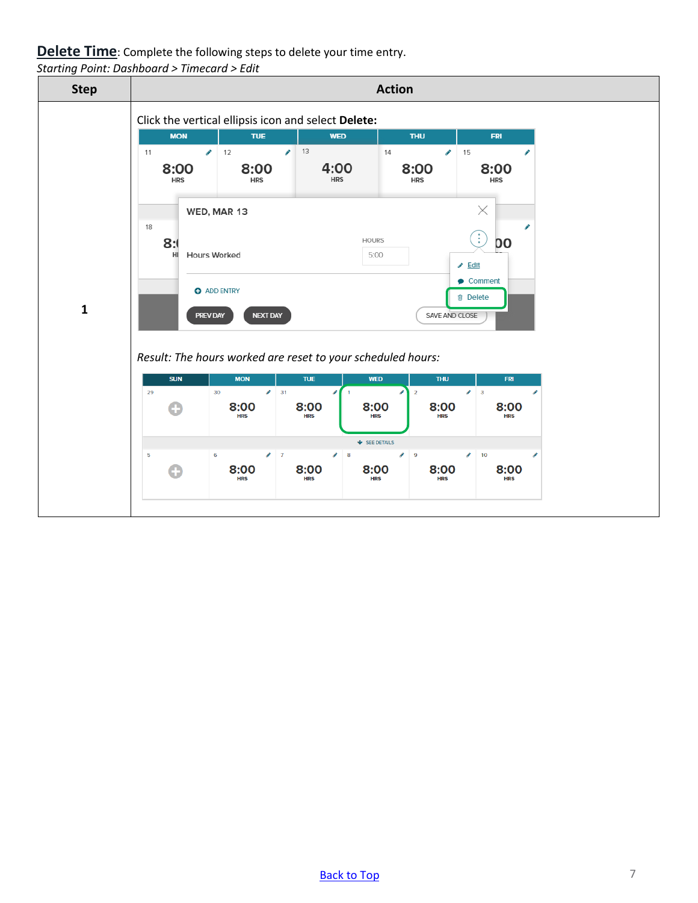**Delete Time**: Complete the following steps to delete your time entry.

*Starting Point: Dashboard > Timecard > Edit*

| Step | Action |
| --- | --- |
| 1 | Click the vertical ellipsis icon and select **Delete:** *Result: The hours worked are reset to your scheduled hours:* |

Back to Top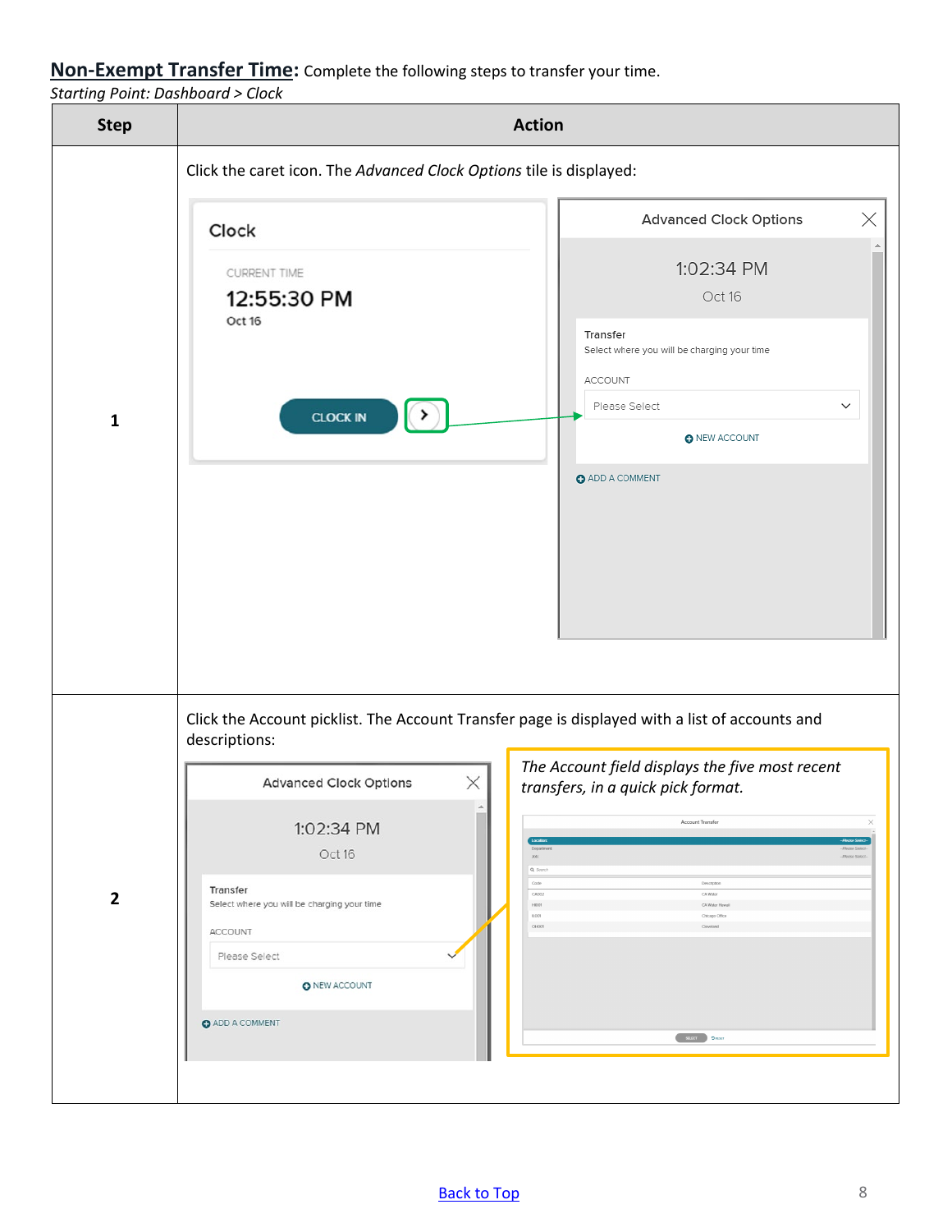## Non-Exempt Transfer Time: Complete the following steps to transfer your time.

*Starting Point: Dashboard > Clock*

| Step | Action |
|---|---|
| 1 | Click the caret icon. The *Advanced Clock Options* tile is displayed: |
| 2 | Click the Account picklist. The Account Transfer page is displayed with a list of accounts and descriptions: *The Account field displays the five most recent transfers, in a quick pick format.* |

[Back to Top](#)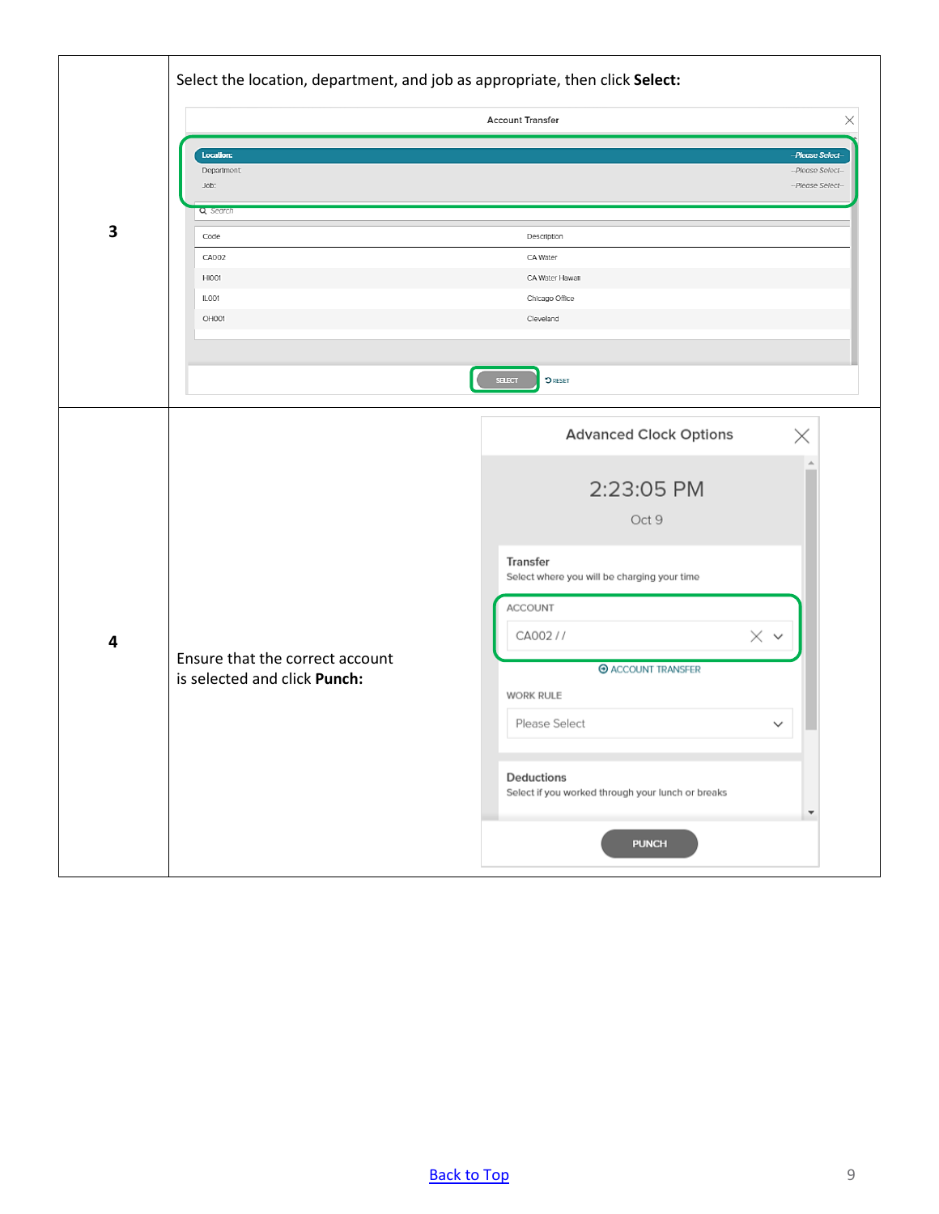| | |
|---|---|
| 3 | Select the location, department, and job as appropriate, then click **Select:** |
| 4 | Ensure that the correct account is selected and click **Punch:** |

[Back to Top](#)